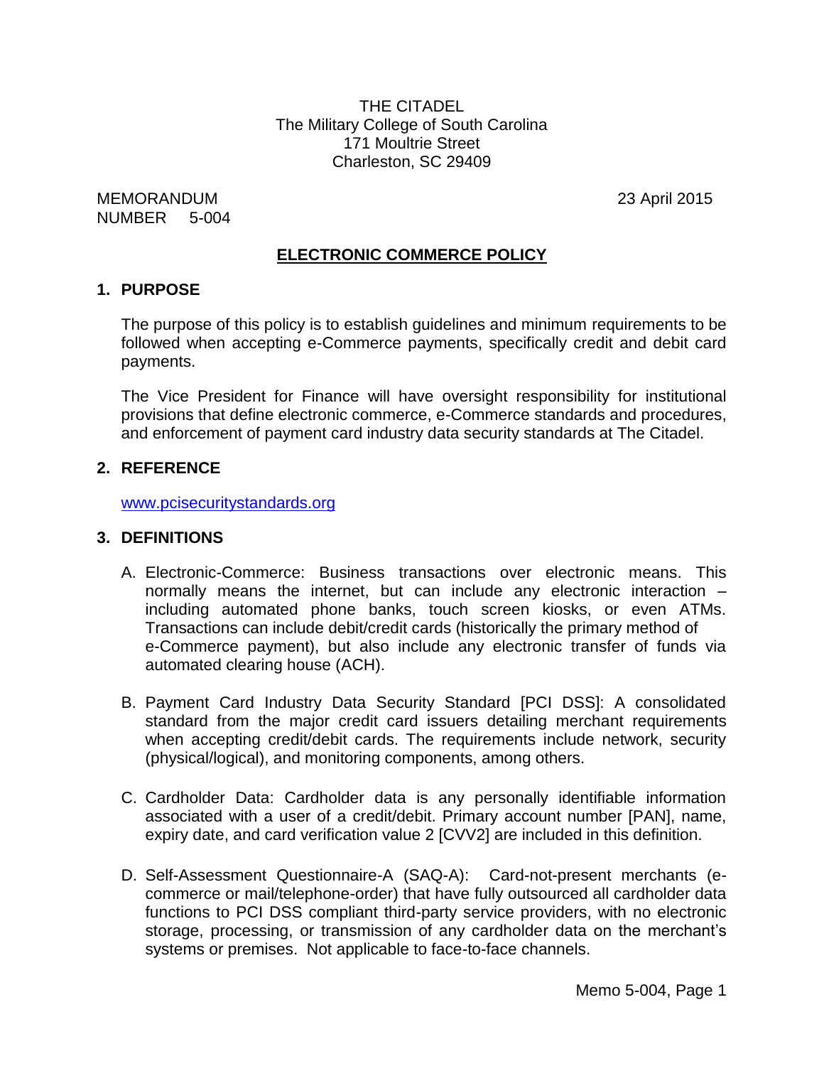THE CITADEL
The Military College of South Carolina
171 Moultrie Street
Charleston, SC 29409

MEMORANDUM
NUMBER 5-004

23 April 2015

# ELECTRONIC COMMERCE POLICY

## 1. PURPOSE

The purpose of this policy is to establish guidelines and minimum requirements to be followed when accepting e-Commerce payments, specifically credit and debit card payments.

The Vice President for Finance will have oversight responsibility for institutional provisions that define electronic commerce, e-Commerce standards and procedures, and enforcement of payment card industry data security standards at The Citadel.

## 2. REFERENCE

www.pcisecuritystandards.org

## 3. DEFINITIONS

A. Electronic-Commerce: Business transactions over electronic means. This normally means the internet, but can include any electronic interaction – including automated phone banks, touch screen kiosks, or even ATMs. Transactions can include debit/credit cards (historically the primary method of e-Commerce payment), but also include any electronic transfer of funds via automated clearing house (ACH).

B. Payment Card Industry Data Security Standard [PCI DSS]: A consolidated standard from the major credit card issuers detailing merchant requirements when accepting credit/debit cards. The requirements include network, security (physical/logical), and monitoring components, among others.

C. Cardholder Data: Cardholder data is any personally identifiable information associated with a user of a credit/debit. Primary account number [PAN], name, expiry date, and card verification value 2 [CVV2] are included in this definition.

D. Self-Assessment Questionnaire-A (SAQ-A): Card-not-present merchants (e-commerce or mail/telephone-order) that have fully outsourced all cardholder data functions to PCI DSS compliant third-party service providers, with no electronic storage, processing, or transmission of any cardholder data on the merchant's systems or premises. Not applicable to face-to-face channels.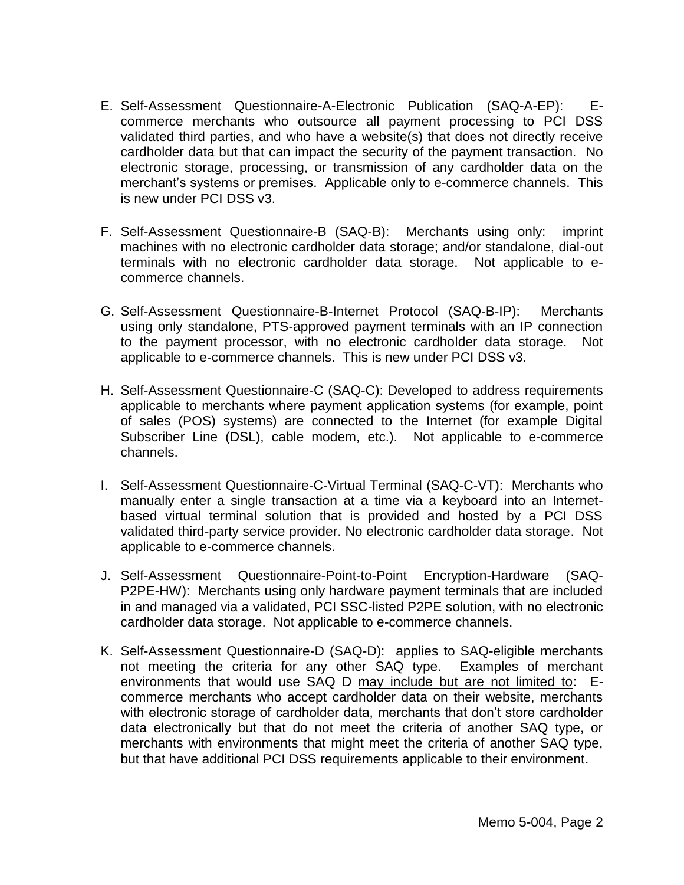E. Self-Assessment Questionnaire-A-Electronic Publication (SAQ-A-EP): E-commerce merchants who outsource all payment processing to PCI DSS validated third parties, and who have a website(s) that does not directly receive cardholder data but that can impact the security of the payment transaction. No electronic storage, processing, or transmission of any cardholder data on the merchant's systems or premises. Applicable only to e-commerce channels. This is new under PCI DSS v3.

F. Self-Assessment Questionnaire-B (SAQ-B): Merchants using only: imprint machines with no electronic cardholder data storage; and/or standalone, dial-out terminals with no electronic cardholder data storage. Not applicable to e-commerce channels.

G. Self-Assessment Questionnaire-B-Internet Protocol (SAQ-B-IP): Merchants using only standalone, PTS-approved payment terminals with an IP connection to the payment processor, with no electronic cardholder data storage. Not applicable to e-commerce channels. This is new under PCI DSS v3.

H. Self-Assessment Questionnaire-C (SAQ-C): Developed to address requirements applicable to merchants where payment application systems (for example, point of sales (POS) systems) are connected to the Internet (for example Digital Subscriber Line (DSL), cable modem, etc.). Not applicable to e-commerce channels.

I. Self-Assessment Questionnaire-C-Virtual Terminal (SAQ-C-VT): Merchants who manually enter a single transaction at a time via a keyboard into an Internet-based virtual terminal solution that is provided and hosted by a PCI DSS validated third-party service provider. No electronic cardholder data storage. Not applicable to e-commerce channels.

J. Self-Assessment Questionnaire-Point-to-Point Encryption-Hardware (SAQ-P2PE-HW): Merchants using only hardware payment terminals that are included in and managed via a validated, PCI SSC-listed P2PE solution, with no electronic cardholder data storage. Not applicable to e-commerce channels.

K. Self-Assessment Questionnaire-D (SAQ-D): applies to SAQ-eligible merchants not meeting the criteria for any other SAQ type. Examples of merchant environments that would use SAQ D <u>may include but are not limited to</u>: E-commerce merchants who accept cardholder data on their website, merchants with electronic storage of cardholder data, merchants that don't store cardholder data electronically but that do not meet the criteria of another SAQ type, or merchants with environments that might meet the criteria of another SAQ type, but that have additional PCI DSS requirements applicable to their environment.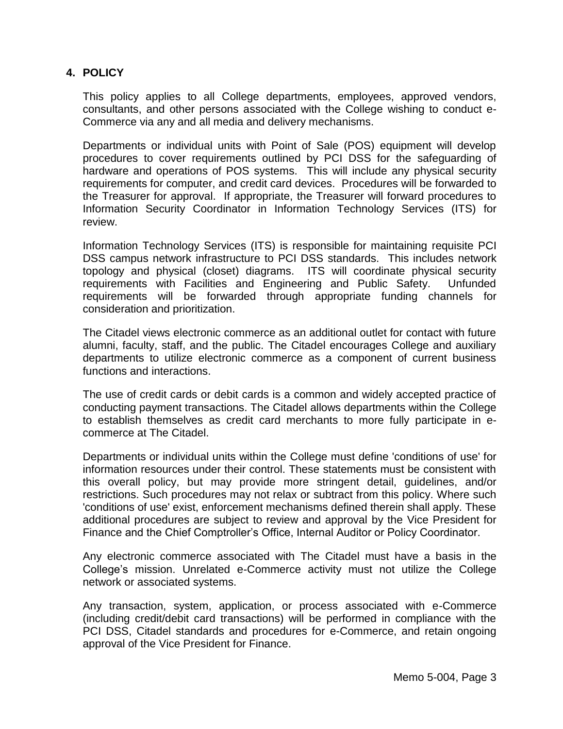## 4. POLICY

This policy applies to all College departments, employees, approved vendors, consultants, and other persons associated with the College wishing to conduct e-Commerce via any and all media and delivery mechanisms.

Departments or individual units with Point of Sale (POS) equipment will develop procedures to cover requirements outlined by PCI DSS for the safeguarding of hardware and operations of POS systems. This will include any physical security requirements for computer, and credit card devices. Procedures will be forwarded to the Treasurer for approval. If appropriate, the Treasurer will forward procedures to Information Security Coordinator in Information Technology Services (ITS) for review.

Information Technology Services (ITS) is responsible for maintaining requisite PCI DSS campus network infrastructure to PCI DSS standards. This includes network topology and physical (closet) diagrams. ITS will coordinate physical security requirements with Facilities and Engineering and Public Safety. Unfunded requirements will be forwarded through appropriate funding channels for consideration and prioritization.

The Citadel views electronic commerce as an additional outlet for contact with future alumni, faculty, staff, and the public. The Citadel encourages College and auxiliary departments to utilize electronic commerce as a component of current business functions and interactions.

The use of credit cards or debit cards is a common and widely accepted practice of conducting payment transactions. The Citadel allows departments within the College to establish themselves as credit card merchants to more fully participate in e-commerce at The Citadel.

Departments or individual units within the College must define 'conditions of use' for information resources under their control. These statements must be consistent with this overall policy, but may provide more stringent detail, guidelines, and/or restrictions. Such procedures may not relax or subtract from this policy. Where such 'conditions of use' exist, enforcement mechanisms defined therein shall apply. These additional procedures are subject to review and approval by the Vice President for Finance and the Chief Comptroller's Office, Internal Auditor or Policy Coordinator.

Any electronic commerce associated with The Citadel must have a basis in the College's mission. Unrelated e-Commerce activity must not utilize the College network or associated systems.

Any transaction, system, application, or process associated with e-Commerce (including credit/debit card transactions) will be performed in compliance with the PCI DSS, Citadel standards and procedures for e-Commerce, and retain ongoing approval of the Vice President for Finance.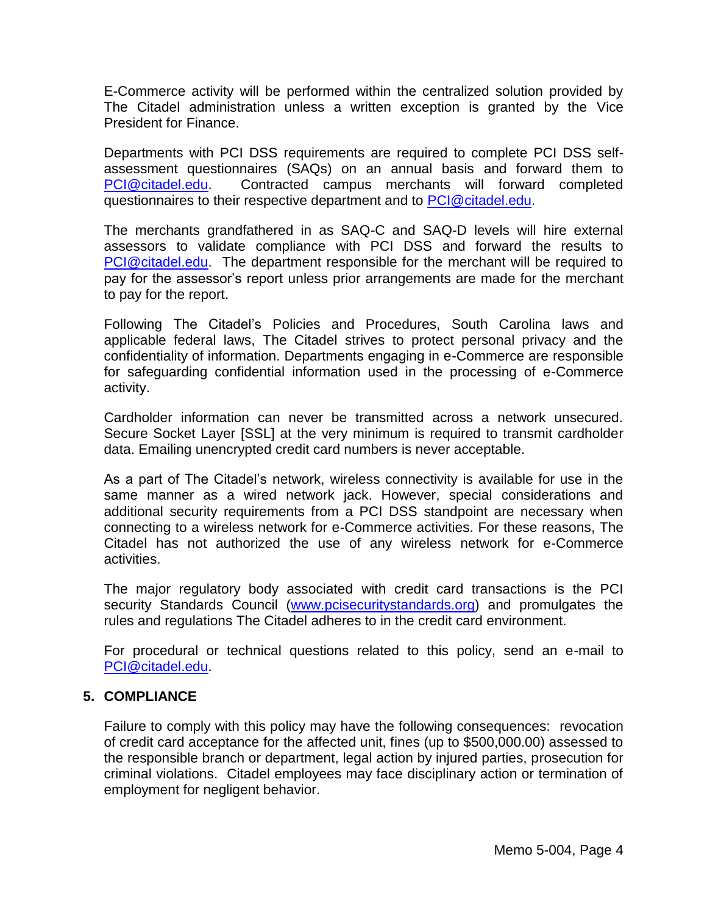E-Commerce activity will be performed within the centralized solution provided by The Citadel administration unless a written exception is granted by the Vice President for Finance.

Departments with PCI DSS requirements are required to complete PCI DSS self-assessment questionnaires (SAQs) on an annual basis and forward them to PCI@citadel.edu. Contracted campus merchants will forward completed questionnaires to their respective department and to PCI@citadel.edu.

The merchants grandfathered in as SAQ-C and SAQ-D levels will hire external assessors to validate compliance with PCI DSS and forward the results to PCI@citadel.edu. The department responsible for the merchant will be required to pay for the assessor's report unless prior arrangements are made for the merchant to pay for the report.

Following The Citadel's Policies and Procedures, South Carolina laws and applicable federal laws, The Citadel strives to protect personal privacy and the confidentiality of information. Departments engaging in e-Commerce are responsible for safeguarding confidential information used in the processing of e-Commerce activity.

Cardholder information can never be transmitted across a network unsecured. Secure Socket Layer [SSL] at the very minimum is required to transmit cardholder data. Emailing unencrypted credit card numbers is never acceptable.

As a part of The Citadel's network, wireless connectivity is available for use in the same manner as a wired network jack. However, special considerations and additional security requirements from a PCI DSS standpoint are necessary when connecting to a wireless network for e-Commerce activities. For these reasons, The Citadel has not authorized the use of any wireless network for e-Commerce activities.

The major regulatory body associated with credit card transactions is the PCI security Standards Council (www.pcisecuritystandards.org) and promulgates the rules and regulations The Citadel adheres to in the credit card environment.

For procedural or technical questions related to this policy, send an e-mail to PCI@citadel.edu.

## 5. COMPLIANCE

Failure to comply with this policy may have the following consequences: revocation of credit card acceptance for the affected unit, fines (up to $500,000.00) assessed to the responsible branch or department, legal action by injured parties, prosecution for criminal violations. Citadel employees may face disciplinary action or termination of employment for negligent behavior.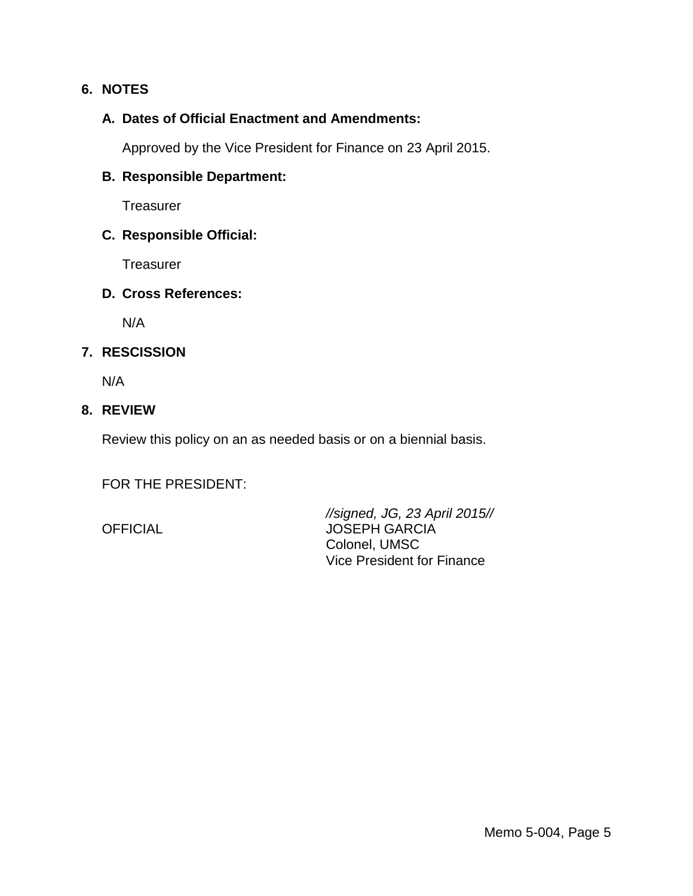## 6. NOTES

### A. Dates of Official Enactment and Amendments:

Approved by the Vice President for Finance on 23 April 2015.

### B. Responsible Department:

Treasurer

### C. Responsible Official:

Treasurer

### D. Cross References:

N/A

## 7. RESCISSION

N/A

## 8. REVIEW

Review this policy on an as needed basis or on a biennial basis.

FOR THE PRESIDENT:

OFFICIAL

*//signed, JG, 23 April 2015//*
JOSEPH GARCIA
Colonel, UMSC
Vice President for Finance